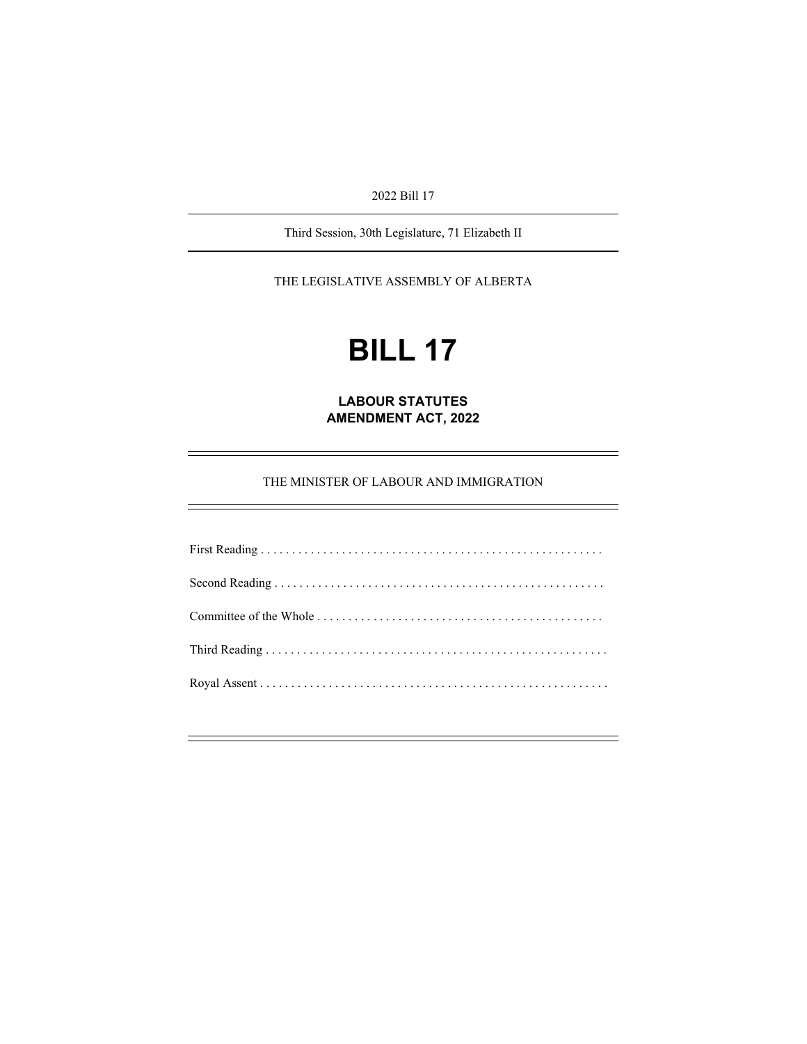2022 Bill 17

---

Third Session, 30th Legislature, 71 Elizabeth II

---

THE LEGISLATIVE ASSEMBLY OF ALBERTA

# BILL 17

## LABOUR STATUTES AMENDMENT ACT, 2022

---

THE MINISTER OF LABOUR AND IMMIGRATION

---

First Reading . . . . . . . . . . . . . . . . . . . . . . . . . . . . . . . . . . . . . . . . . . . . . . . . . . . . . .

Second Reading . . . . . . . . . . . . . . . . . . . . . . . . . . . . . . . . . . . . . . . . . . . . . . . . . . . . .

Committee of the Whole . . . . . . . . . . . . . . . . . . . . . . . . . . . . . . . . . . . . . . . . . . . . . .

Third Reading . . . . . . . . . . . . . . . . . . . . . . . . . . . . . . . . . . . . . . . . . . . . . . . . . . . . . . .

Royal Assent . . . . . . . . . . . . . . . . . . . . . . . . . . . . . . . . . . . . . . . . . . . . . . . . . . . . . . . .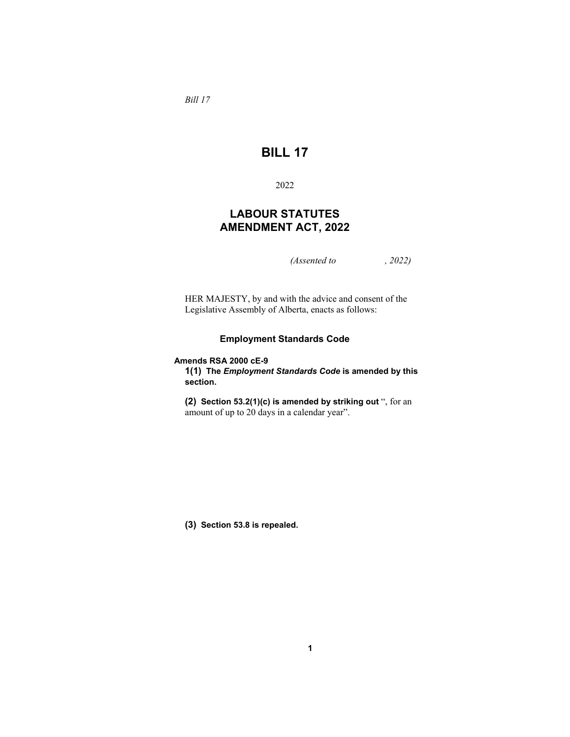*Bill 17*

# BILL 17

2022

## LABOUR STATUTES AMENDMENT ACT, 2022

*(Assented to , 2022)*

HER MAJESTY, by and with the advice and consent of the Legislative Assembly of Alberta, enacts as follows:

### Employment Standards Code

**Amends RSA 2000 cE-9**

**1(1) The *Employment Standards Code* is amended by this section.**

**(2) Section 53.2(1)(c) is amended by striking out** ", for an amount of up to 20 days in a calendar year".

**(3) Section 53.8 is repealed.**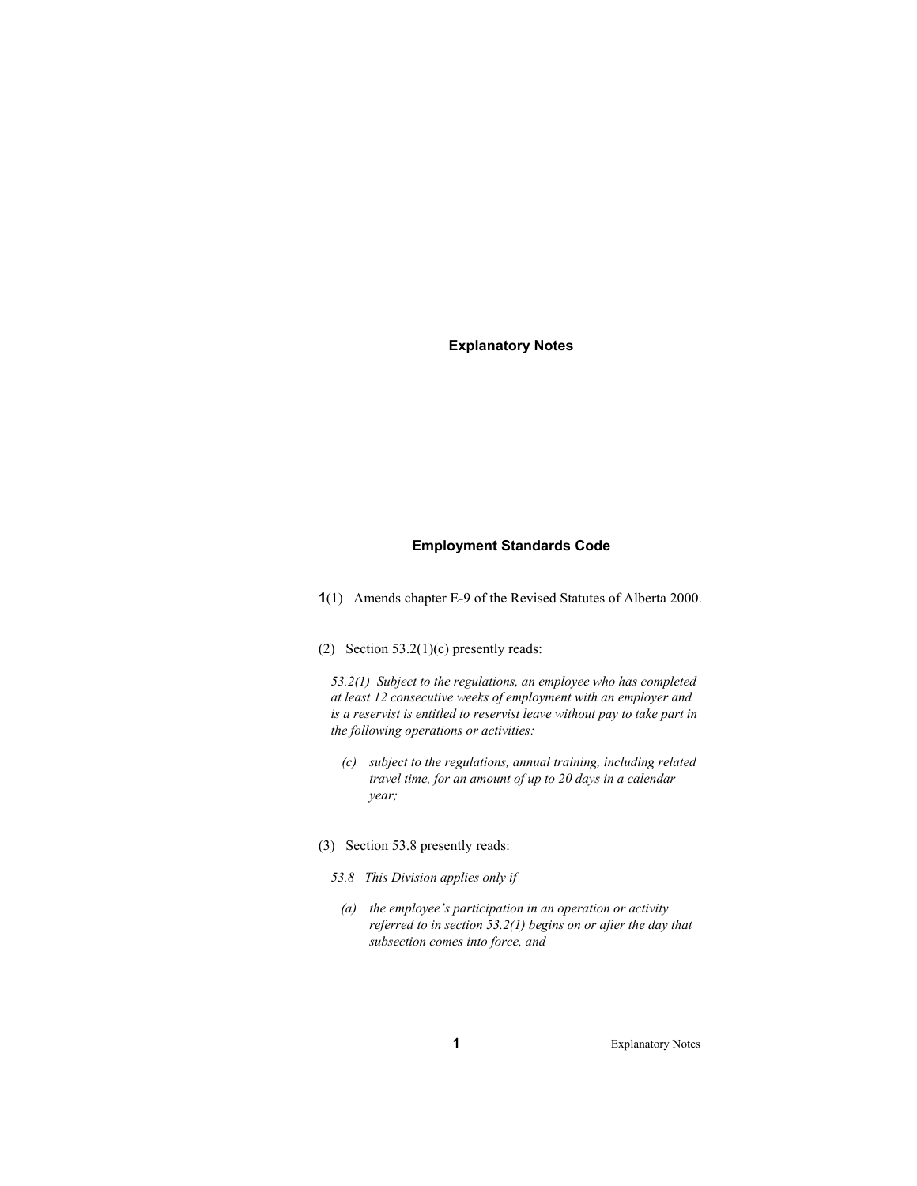# Explanatory Notes

## Employment Standards Code

**1**(1) Amends chapter E-9 of the Revised Statutes of Alberta 2000.

(2) Section 53.2(1)(c) presently reads:

*53.2(1) Subject to the regulations, an employee who has completed at least 12 consecutive weeks of employment with an employer and is a reservist is entitled to reservist leave without pay to take part in the following operations or activities:*

*(c) subject to the regulations, annual training, including related travel time, for an amount of up to 20 days in a calendar year;*

(3) Section 53.8 presently reads:

*53.8 This Division applies only if*

*(a) the employee's participation in an operation or activity referred to in section 53.2(1) begins on or after the day that subsection comes into force, and*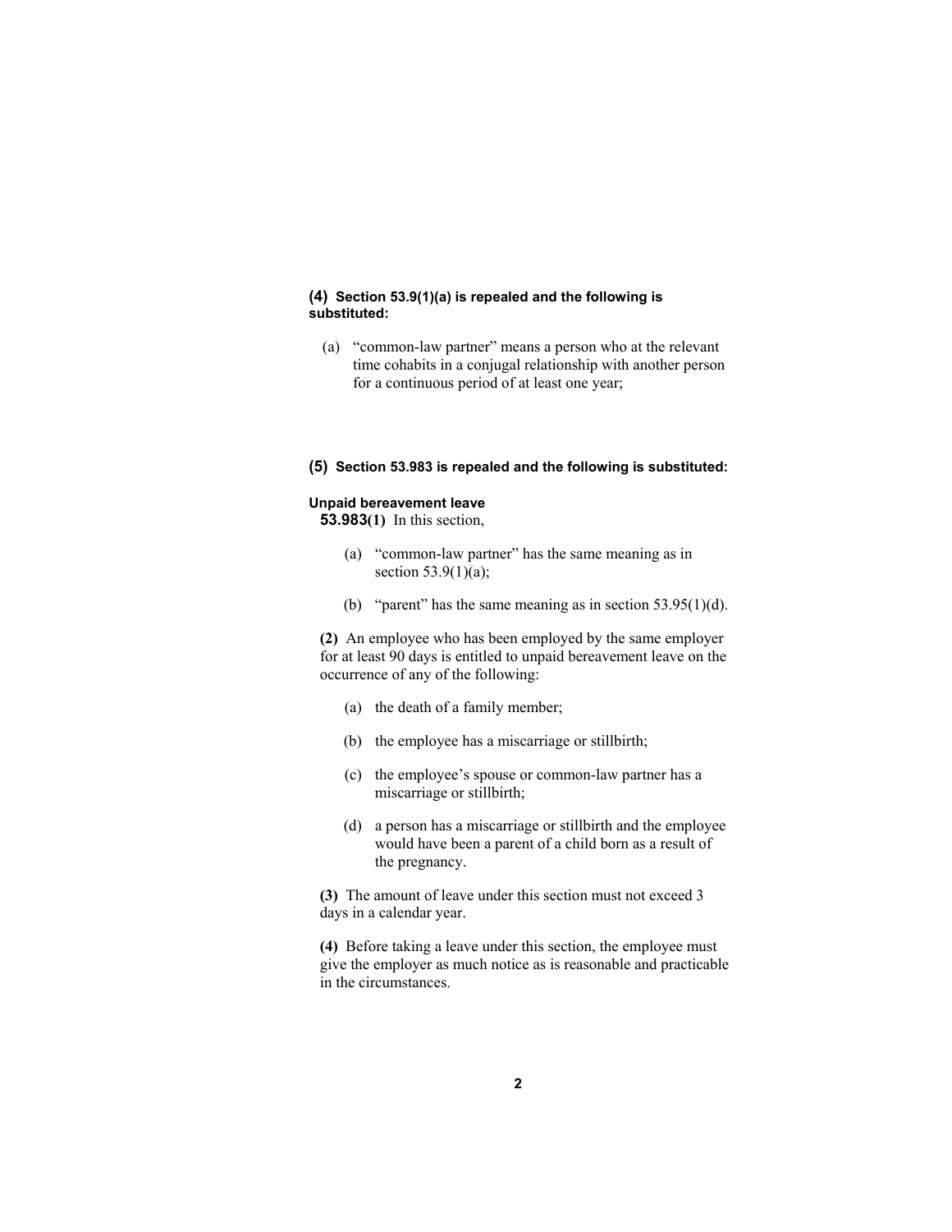**(4) Section 53.9(1)(a) is repealed and the following is substituted:**

(a) "common-law partner" means a person who at the relevant time cohabits in a conjugal relationship with another person for a continuous period of at least one year;

**(5) Section 53.983 is repealed and the following is substituted:**

**Unpaid bereavement leave**

**53.983(1)** In this section,

(a) "common-law partner" has the same meaning as in section 53.9(1)(a);

(b) "parent" has the same meaning as in section 53.95(1)(d).

**(2)** An employee who has been employed by the same employer for at least 90 days is entitled to unpaid bereavement leave on the occurrence of any of the following:

(a) the death of a family member;

(b) the employee has a miscarriage or stillbirth;

(c) the employee's spouse or common-law partner has a miscarriage or stillbirth;

(d) a person has a miscarriage or stillbirth and the employee would have been a parent of a child born as a result of the pregnancy.

**(3)** The amount of leave under this section must not exceed 3 days in a calendar year.

**(4)** Before taking a leave under this section, the employee must give the employer as much notice as is reasonable and practicable in the circumstances.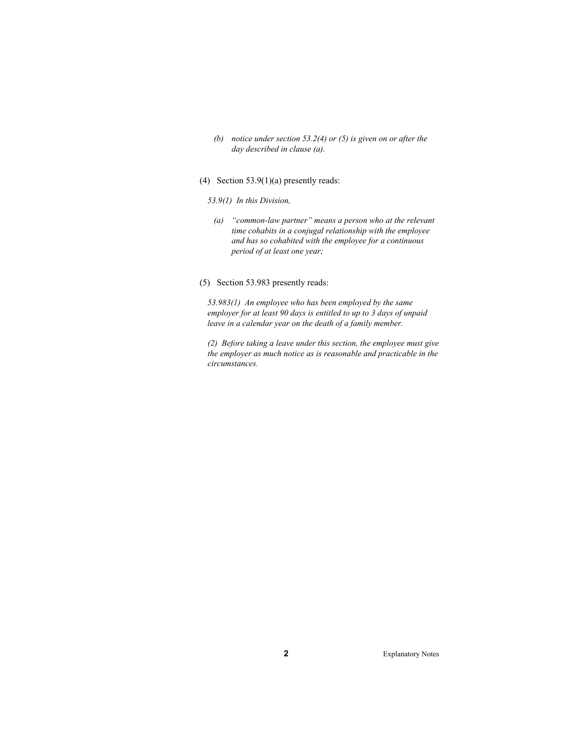*(b) notice under section 53.2(4) or (5) is given on or after the day described in clause (a).*

(4) Section 53.9(1)(a) presently reads:

*53.9(1) In this Division,*

*(a) "common-law partner" means a person who at the relevant time cohabits in a conjugal relationship with the employee and has so cohabited with the employee for a continuous period of at least one year;*

(5) Section 53.983 presently reads:

*53.983(1) An employee who has been employed by the same employer for at least 90 days is entitled to up to 3 days of unpaid leave in a calendar year on the death of a family member.*

*(2) Before taking a leave under this section, the employee must give the employer as much notice as is reasonable and practicable in the circumstances.*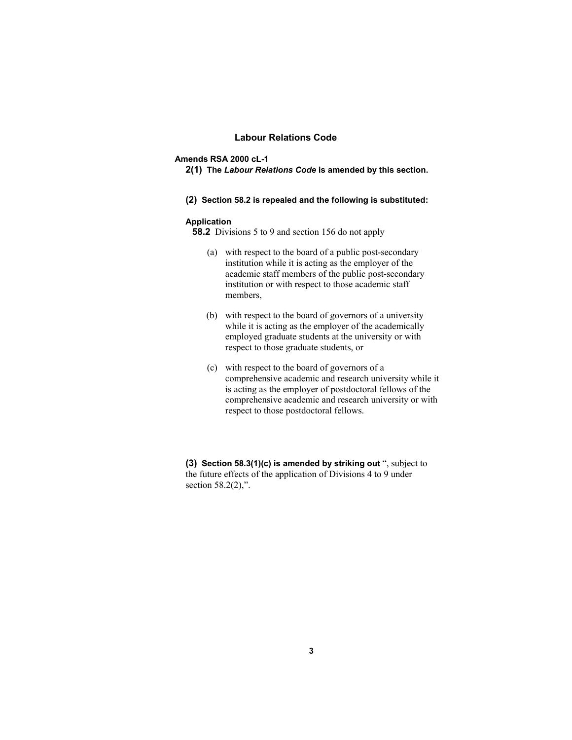## Labour Relations Code

**Amends RSA 2000 cL-1**

**2(1) The *Labour Relations Code* is amended by this section.**

**(2) Section 58.2 is repealed and the following is substituted:**

**Application**

**58.2** Divisions 5 to 9 and section 156 do not apply

(a) with respect to the board of a public post-secondary institution while it is acting as the employer of the academic staff members of the public post-secondary institution or with respect to those academic staff members,

(b) with respect to the board of governors of a university while it is acting as the employer of the academically employed graduate students at the university or with respect to those graduate students, or

(c) with respect to the board of governors of a comprehensive academic and research university while it is acting as the employer of postdoctoral fellows of the comprehensive academic and research university or with respect to those postdoctoral fellows.

**(3) Section 58.3(1)(c) is amended by striking out** ", subject to the future effects of the application of Divisions 4 to 9 under section 58.2(2),".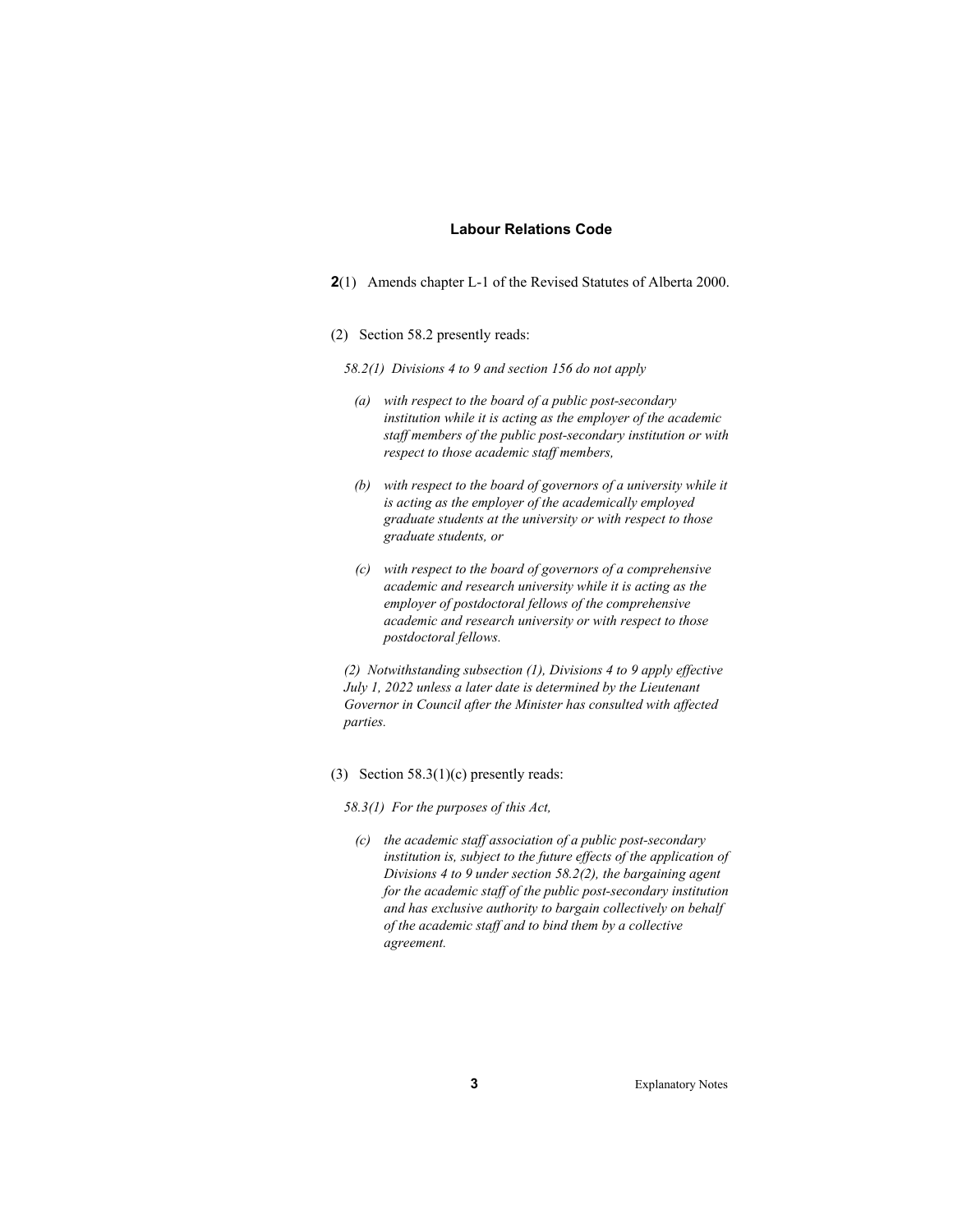### Labour Relations Code

**2**(1) Amends chapter L-1 of the Revised Statutes of Alberta 2000.

(2) Section 58.2 presently reads:

*58.2(1) Divisions 4 to 9 and section 156 do not apply*

*(a) with respect to the board of a public post-secondary institution while it is acting as the employer of the academic staff members of the public post-secondary institution or with respect to those academic staff members,*

*(b) with respect to the board of governors of a university while it is acting as the employer of the academically employed graduate students at the university or with respect to those graduate students, or*

*(c) with respect to the board of governors of a comprehensive academic and research university while it is acting as the employer of postdoctoral fellows of the comprehensive academic and research university or with respect to those postdoctoral fellows.*

*(2) Notwithstanding subsection (1), Divisions 4 to 9 apply effective July 1, 2022 unless a later date is determined by the Lieutenant Governor in Council after the Minister has consulted with affected parties.*

(3) Section 58.3(1)(c) presently reads:

*58.3(1) For the purposes of this Act,*

*(c) the academic staff association of a public post-secondary institution is, subject to the future effects of the application of Divisions 4 to 9 under section 58.2(2), the bargaining agent for the academic staff of the public post-secondary institution and has exclusive authority to bargain collectively on behalf of the academic staff and to bind them by a collective agreement.*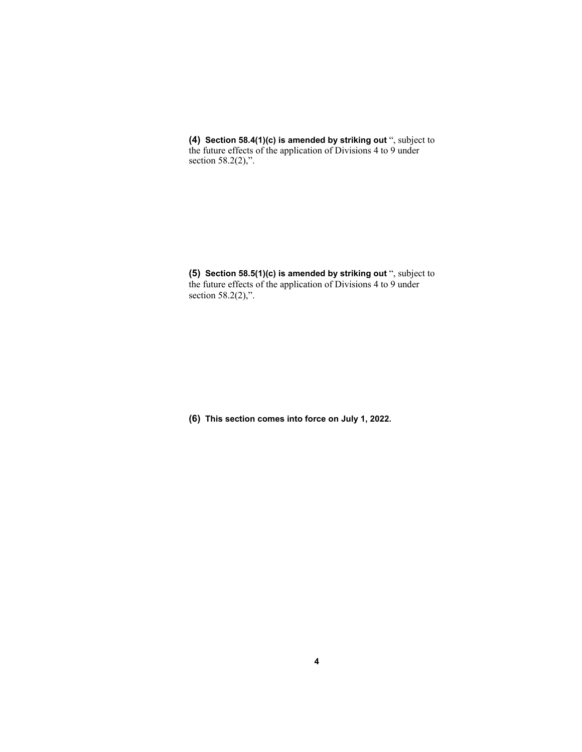**(4) Section 58.4(1)(c) is amended by striking out** ", subject to the future effects of the application of Divisions 4 to 9 under section 58.2(2),".

**(5) Section 58.5(1)(c) is amended by striking out** ", subject to the future effects of the application of Divisions 4 to 9 under section 58.2(2),".

**(6) This section comes into force on July 1, 2022.**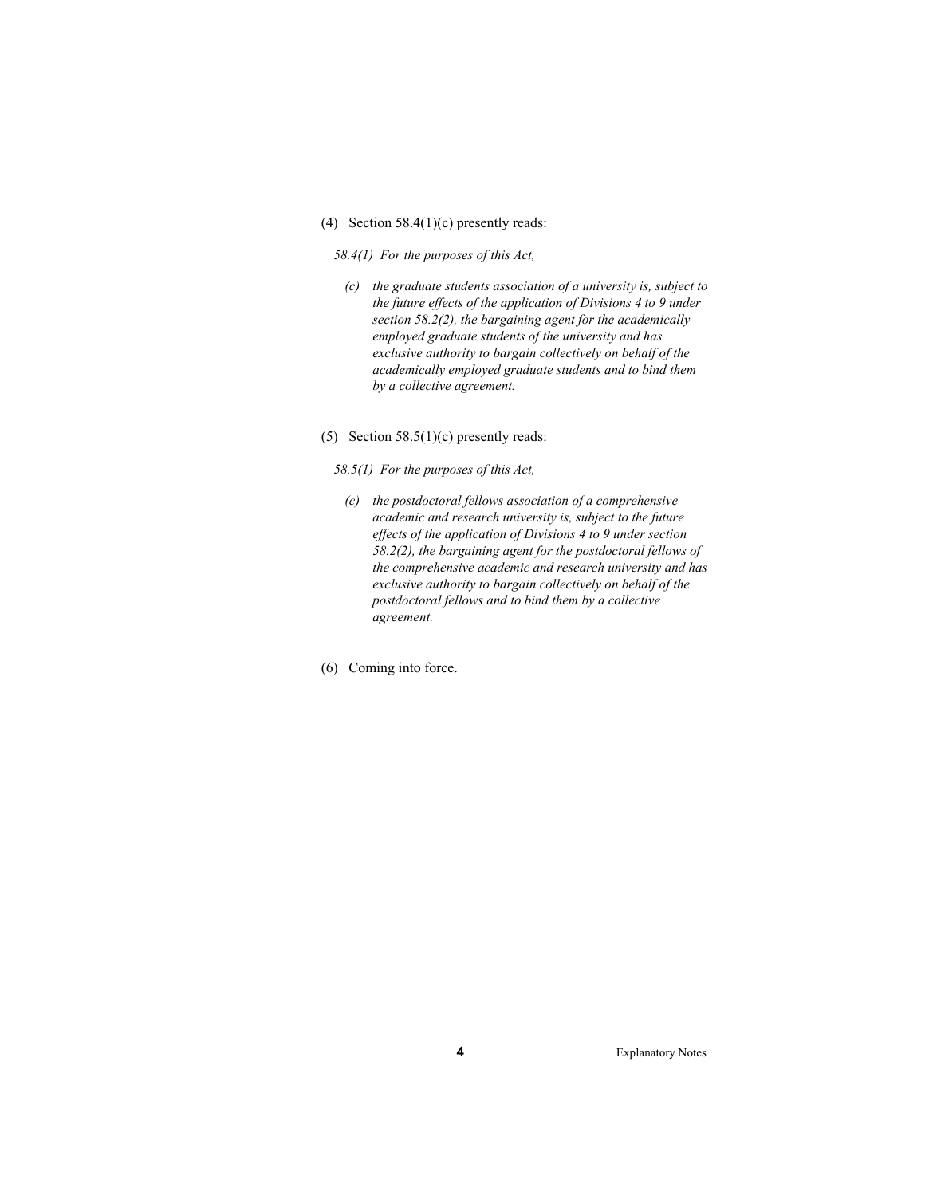(4) Section 58.4(1)(c) presently reads:

*58.4(1) For the purposes of this Act,*

*(c) the graduate students association of a university is, subject to the future effects of the application of Divisions 4 to 9 under section 58.2(2), the bargaining agent for the academically employed graduate students of the university and has exclusive authority to bargain collectively on behalf of the academically employed graduate students and to bind them by a collective agreement.*

(5) Section 58.5(1)(c) presently reads:

*58.5(1) For the purposes of this Act,*

*(c) the postdoctoral fellows association of a comprehensive academic and research university is, subject to the future effects of the application of Divisions 4 to 9 under section 58.2(2), the bargaining agent for the postdoctoral fellows of the comprehensive academic and research university and has exclusive authority to bargain collectively on behalf of the postdoctoral fellows and to bind them by a collective agreement.*

(6) Coming into force.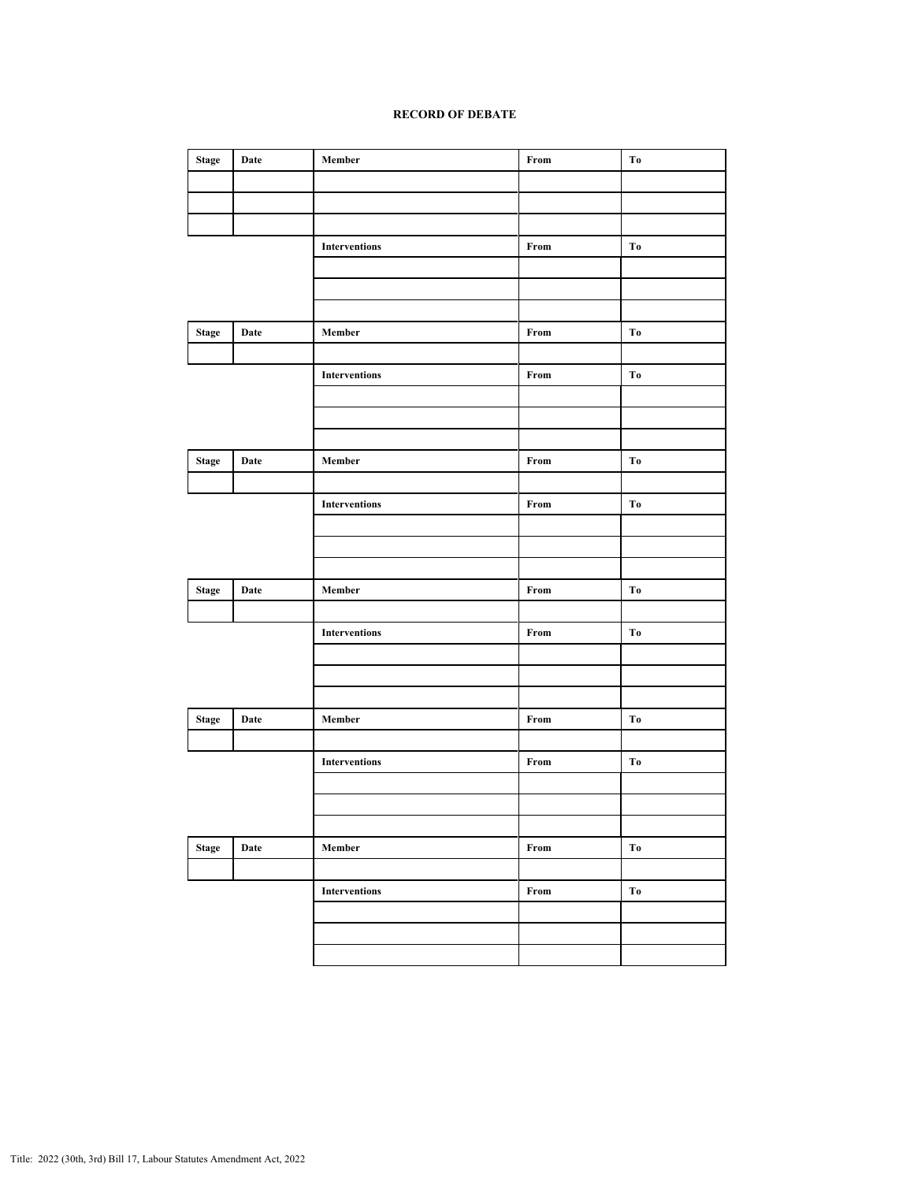**RECORD OF DEBATE**

| Stage | Date | Member | From | To |
|---|---|---|---|---|
| | | | | |
| | | | | |
| | | | | |
| | | **Interventions** | **From** | **To** |
| | | | | |
| | | | | |
| | | | | |
| **Stage** | **Date** | **Member** | **From** | **To** |
| | | | | |
| | | **Interventions** | **From** | **To** |
| | | | | |
| | | | | |
| | | | | |
| **Stage** | **Date** | **Member** | **From** | **To** |
| | | | | |
| | | **Interventions** | **From** | **To** |
| | | | | |
| | | | | |
| | | | | |
| **Stage** | **Date** | **Member** | **From** | **To** |
| | | | | |
| | | **Interventions** | **From** | **To** |
| | | | | |
| | | | | |
| | | | | |
| **Stage** | **Date** | **Member** | **From** | **To** |
| | | | | |
| | | **Interventions** | **From** | **To** |
| | | | | |
| | | | | |
| | | | | |
| **Stage** | **Date** | **Member** | **From** | **To** |
| | | | | |
| | | **Interventions** | **From** | **To** |
| | | | | |
| | | | | |
| | | | | |

Title: 2022 (30th, 3rd) Bill 17, Labour Statutes Amendment Act, 2022